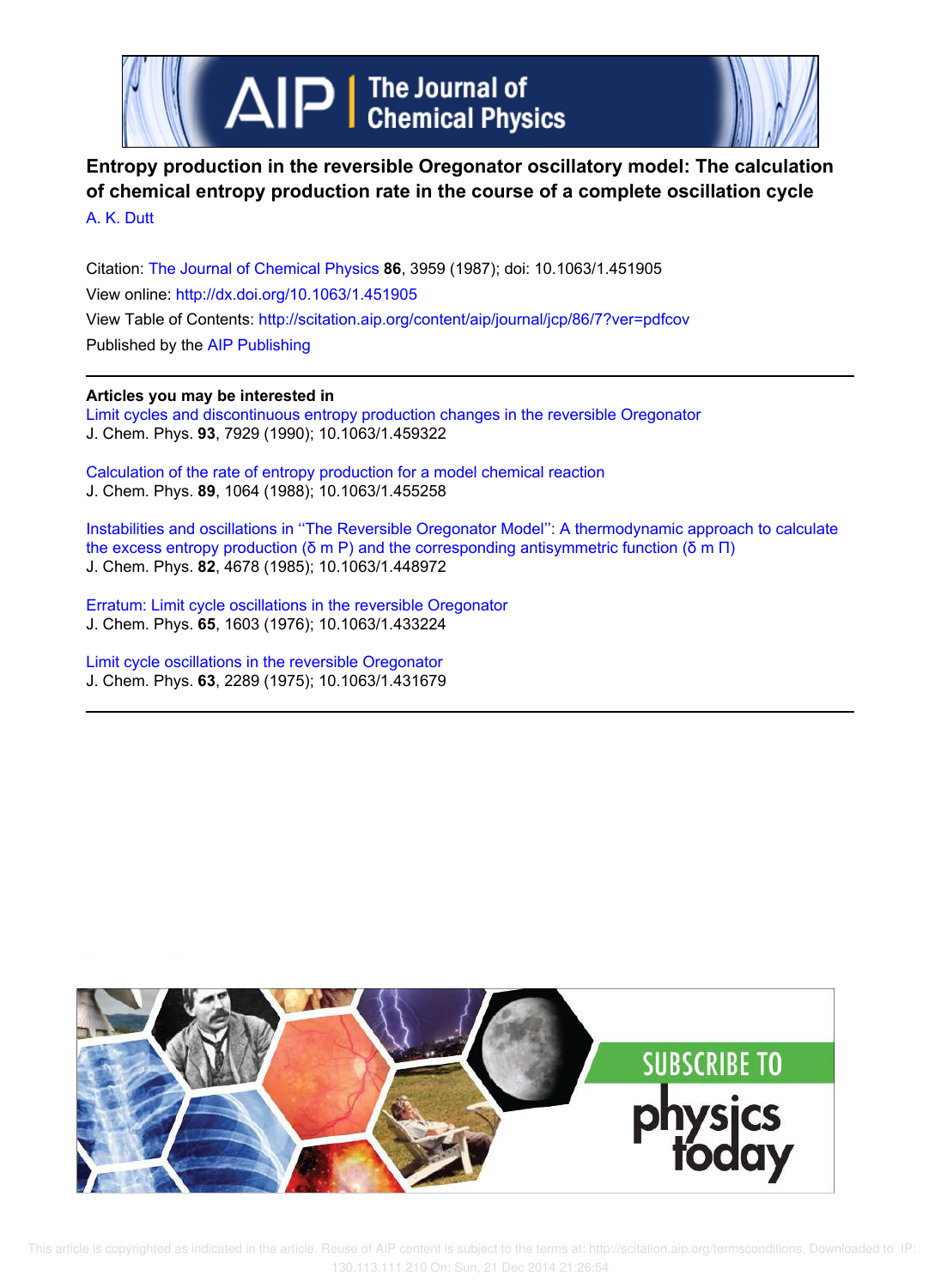# Entropy production in the reversible Oregonator oscillatory model: The calculation of chemical entropy production rate in the course of a complete oscillation cycle

A. K. Dutt

Citation: The Journal of Chemical Physics **86**, 3959 (1987); doi: 10.1063/1.451905

View online: http://dx.doi.org/10.1063/1.451905

View Table of Contents: http://scitation.aip.org/content/aip/journal/jcp/86/7?ver=pdfcov

Published by the AIP Publishing

**Articles you may be interested in**

Limit cycles and discontinuous entropy production changes in the reversible Oregonator
J. Chem. Phys. **93**, 7929 (1990); 10.1063/1.459322

Calculation of the rate of entropy production for a model chemical reaction
J. Chem. Phys. **89**, 1064 (1988); 10.1063/1.455258

Instabilities and oscillations in ''The Reversible Oregonator Model'': A thermodynamic approach to calculate the excess entropy production (δ m P) and the corresponding antisymmetric function (δ m Π)
J. Chem. Phys. **82**, 4678 (1985); 10.1063/1.448972

Erratum: Limit cycle oscillations in the reversible Oregonator
J. Chem. Phys. **65**, 1603 (1976); 10.1063/1.433224

Limit cycle oscillations in the reversible Oregonator
J. Chem. Phys. **63**, 2289 (1975); 10.1063/1.431679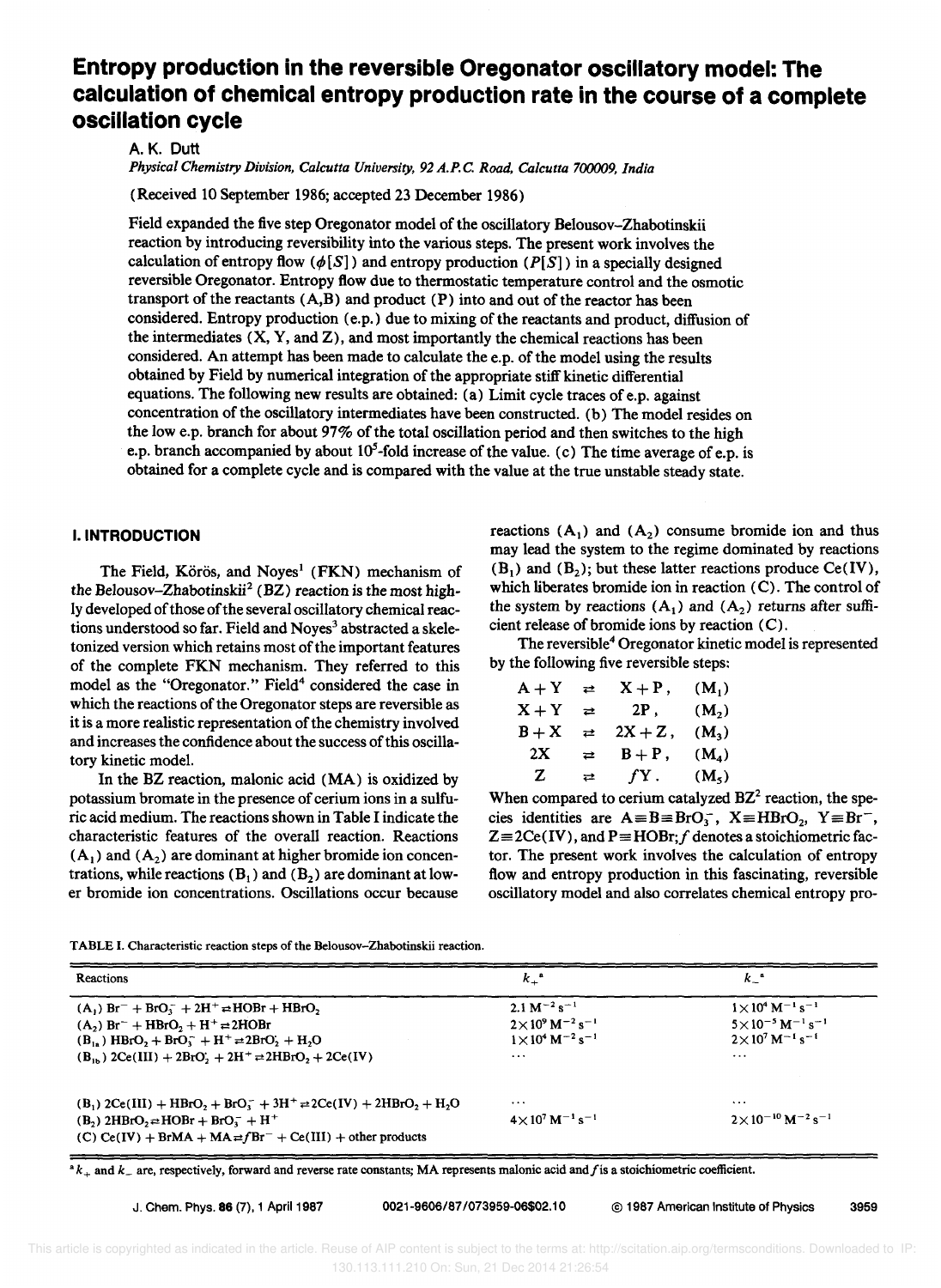# Entropy production in the reversible Oregonator oscillatory model: The calculation of chemical entropy production rate in the course of a complete oscillation cycle

A. K. Dutt

*Physical Chemistry Division, Calcutta University, 92 A.P.C. Road, Calcutta 700009, India*

(Received 10 September 1986; accepted 23 December 1986)

Field expanded the five step Oregonator model of the oscillatory Belousov–Zhabotinskii reaction by introducing reversibility into the various steps. The present work involves the calculation of entropy flow ($\phi[S]$) and entropy production ($P[S]$) in a specially designed reversible Oregonator. Entropy flow due to thermostatic temperature control and the osmotic transport of the reactants (A,B) and product (P) into and out of the reactor has been considered. Entropy production (e.p.) due to mixing of the reactants and product, diffusion of the intermediates (X, Y, and Z), and most importantly the chemical reactions has been considered. An attempt has been made to calculate the e.p. of the model using the results obtained by Field by numerical integration of the appropriate stiff kinetic differential equations. The following new results are obtained: (a) Limit cycle traces of e.p. against concentration of the oscillatory intermediates have been constructed. (b) The model resides on the low e.p. branch for about 97% of the total oscillation period and then switches to the high e.p. branch accompanied by about $10^5$-fold increase of the value. (c) The time average of e.p. is obtained for a complete cycle and is compared with the value at the true unstable steady state.

## I. INTRODUCTION

The Field, Körös, and Noyes[1] (FKN) mechanism of the Belousov–Zhabotinskii[2] (BZ) reaction is the most highly developed of those of the several oscillatory chemical reactions understood so far. Field and Noyes[3] abstracted a skeletonized version which retains most of the important features of the complete FKN mechanism. They referred to this model as the "Oregonator." Field[4] considered the case in which the reactions of the Oregonator steps are reversible as it is a more realistic representation of the chemistry involved and increases the confidence about the success of this oscillatory kinetic model.

In the BZ reaction, malonic acid (MA) is oxidized by potassium bromate in the presence of cerium ions in a sulfuric acid medium. The reactions shown in Table I indicate the characteristic features of the overall reaction. Reactions ($A_1$) and ($A_2$) are dominant at higher bromide ion concentrations, while reactions ($B_1$) and ($B_2$) are dominant at lower bromide ion concentrations. Oscillations occur because reactions ($A_1$) and ($A_2$) consume bromide ion and thus may lead the system to the regime dominated by reactions ($B_1$) and ($B_2$); but these latter reactions produce Ce(IV), which liberates bromide ion in reaction (C). The control of the system by reactions ($A_1$) and ($A_2$) returns after sufficient release of bromide ions by reaction (C).

The reversible[4] Oregonator kinetic model is represented by the following five reversible steps:

$$\mathrm{A+Y} \rightleftarrows \mathrm{X+P}, \quad (\mathrm{M}_1)$$

$$\mathrm{X+Y} \rightleftarrows 2\mathrm{P}, \quad (\mathrm{M}_2)$$

$$\mathrm{B+X} \rightleftarrows 2\mathrm{X+Z}, \quad (\mathrm{M}_3)$$

$$2\mathrm{X} \rightleftarrows \mathrm{B+P}, \quad (\mathrm{M}_4)$$

$$\mathrm{Z} \rightleftarrows f\mathrm{Y}. \quad (\mathrm{M}_5)$$

When compared to cerium catalyzed BZ[2] reaction, the species identities are $\mathrm{A \equiv B \equiv BrO_3^-}$, $\mathrm{X \equiv HBrO_2}$, $\mathrm{Y \equiv Br^-}$, $\mathrm{Z \equiv 2Ce(IV)}$, and $\mathrm{P \equiv HOBr}$; $f$ denotes a stoichiometric factor. The present work involves the calculation of entropy flow and entropy production in this fascinating, reversible oscillatory model and also correlates chemical entropy pro-

TABLE I. Characteristic reaction steps of the Belousov–Zhabotinskii reaction.

| Reactions | $k_+$[a] | $k_-$[a] |
|---|---|---|
| ($A_1$) $\mathrm{Br^- + BrO_3^- + 2H^+ \rightleftarrows HOBr + HBrO_2}$ | $2.1\ \mathrm{M^{-2}\,s^{-1}}$ | $1\times10^4\ \mathrm{M^{-1}\,s^{-1}}$ |
| ($A_2$) $\mathrm{Br^- + HBrO_2 + H^+ \rightleftarrows 2HOBr}$ | $2\times10^9\ \mathrm{M^{-2}\,s^{-1}}$ | $5\times10^{-5}\ \mathrm{M^{-1}\,s^{-1}}$ |
| ($B_{1a}$) $\mathrm{HBrO_2 + BrO_3^- + H^+ \rightleftarrows 2BrO_2^{\cdot} + H_2O}$ | $1\times10^4\ \mathrm{M^{-2}\,s^{-1}}$ | $2\times10^7\ \mathrm{M^{-1}\,s^{-1}}$ |
| ($B_{1b}$) $\mathrm{2Ce(III) + 2BrO_2^{\cdot} + 2H^+ \rightleftarrows 2HBrO_2 + 2Ce(IV)}$ | ... | ... |
| ($B_1$) $\mathrm{2Ce(III) + HBrO_2 + BrO_3^- + 3H^+ \rightleftarrows 2Ce(IV) + 2HBrO_2 + H_2O}$ | ... | ... |
| ($B_2$) $\mathrm{2HBrO_2 \rightleftarrows HOBr + BrO_3^- + H^+}$ | $4\times10^7\ \mathrm{M^{-1}\,s^{-1}}$ | $2\times10^{-10}\ \mathrm{M^{-2}\,s^{-1}}$ |
| (C) $\mathrm{Ce(IV) + BrMA + MA \rightleftarrows}\ f\mathrm{Br^- + Ce(III)}$ + other products | | |

[a] $k_+$ and $k_-$ are, respectively, forward and reverse rate constants; MA represents malonic acid and $f$ is a stoichiometric coefficient.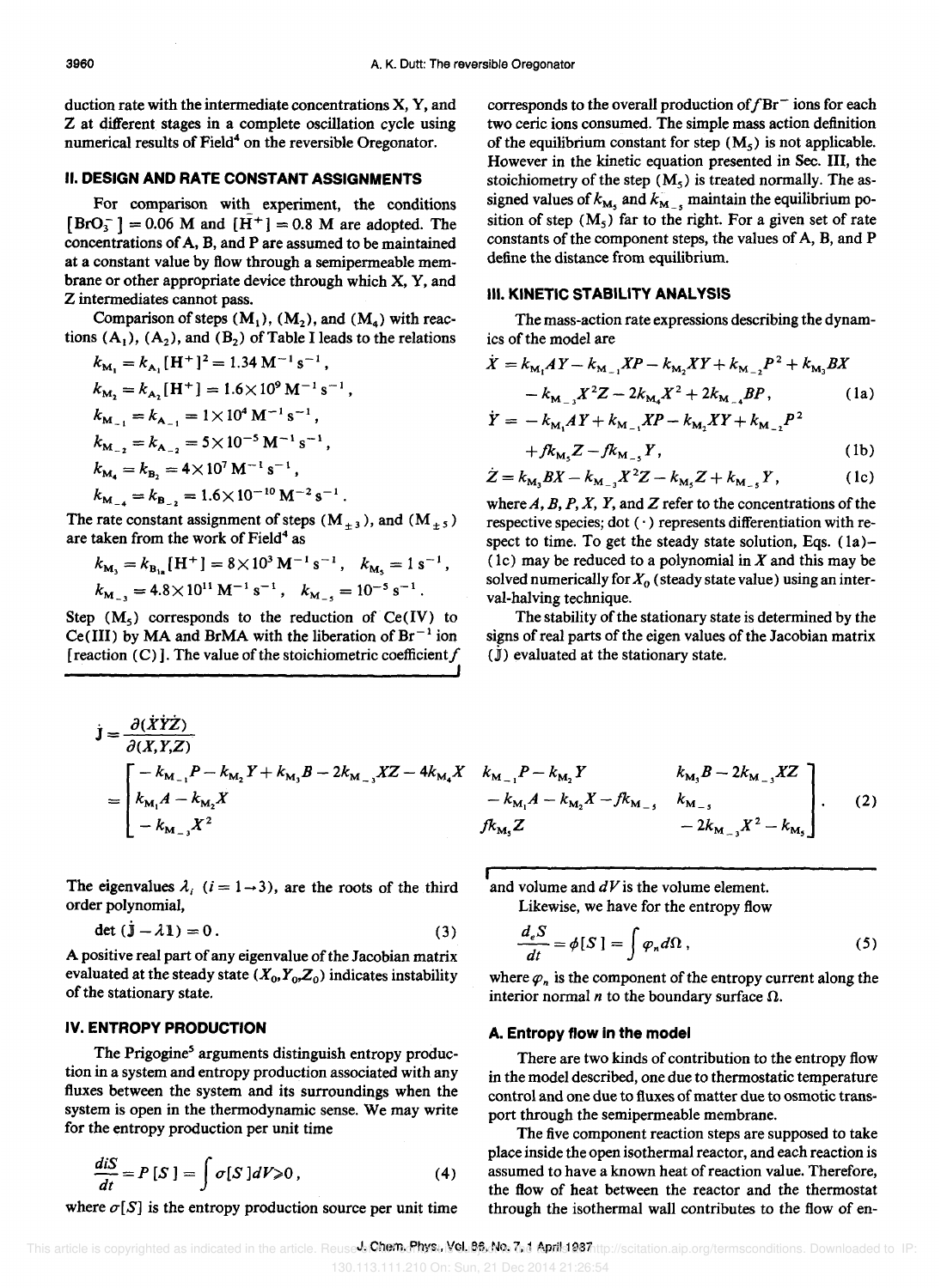duction rate with the intermediate concentrations X, Y, and Z at different stages in a complete oscillation cycle using numerical results of Field[4] on the reversible Oregonator.

## II. DESIGN AND RATE CONSTANT ASSIGNMENTS

For comparison with experiment, the conditions $[BrO_3^-] = 0.06$ M and $[H^+] = 0.8$ M are adopted. The concentrations of A, B, and P are assumed to be maintained at a constant value by flow through a semipermeable membrane or other appropriate device through which X, Y, and Z intermediates cannot pass.

Comparison of steps ($M_1$), ($M_2$), and ($M_4$) with reactions ($A_1$), ($A_2$), and ($B_2$) of Table I leads to the relations

$$k_{M_1} = k_{A_1}[H^+]^2 = 1.34\ M^{-1}\,s^{-1},$$
$$k_{M_2} = k_{A_2}[H^+] = 1.6\times 10^9\ M^{-1}\,s^{-1},$$
$$k_{M_{-1}} = k_{A_{-1}} = 1\times 10^4\ M^{-1}\,s^{-1},$$
$$k_{M_{-2}} = k_{A_{-2}} = 5\times 10^{-5}\ M^{-1}\,s^{-1},$$
$$k_{M_4} = k_{B_2} = 4\times 10^7\ M^{-1}\,s^{-1},$$
$$k_{M_{-4}} = k_{B_{-2}} = 1.6\times 10^{-10}\ M^{-2}\,s^{-1}.$$

The rate constant assignment of steps ($M_{\pm 3}$), and ($M_{\pm 5}$) are taken from the work of Field[4] as

$$k_{M_3} = k_{B_{1a}}[H^+] = 8\times 10^3\ M^{-1}\,s^{-1}, \quad k_{M_5} = 1\ s^{-1},$$
$$k_{M_{-3}} = 4.8\times 10^{11}\ M^{-1}\,s^{-1}, \quad k_{M_{-5}} = 10^{-5}\ s^{-1}.$$

Step ($M_5$) corresponds to the reduction of Ce(IV) to Ce(III) by MA and BrMA with the liberation of $Br^{-1}$ ion [reaction (C)]. The value of the stoichiometric coefficient $f$ corresponds to the overall production of $f\,Br^-$ ions for each two ceric ions consumed. The simple mass action definition of the equilibrium constant for step ($M_5$) is not applicable. However in the kinetic equation presented in Sec. III, the stoichiometry of the step ($M_5$) is treated normally. The assigned values of $k_{M_5}$ and $k_{M_{-5}}$ maintain the equilibrium position of step ($M_5$) far to the right. For a given set of rate constants of the component steps, the values of A, B, and P define the distance from equilibrium.

## III. KINETIC STABILITY ANALYSIS

The mass-action rate expressions describing the dynamics of the model are

$$\dot{X} = k_{M_1}AY - k_{M_{-1}}XP - k_{M_2}XY + k_{M_{-2}}P^2 + k_{M_3}BX - k_{M_{-3}}X^2Z - 2k_{M_4}X^2 + 2k_{M_{-4}}BP, \tag{1a}$$

$$\dot{Y} = -k_{M_1}AY + k_{M_{-1}}XP - k_{M_2}XY + k_{M_{-2}}P^2 + fk_{M_5}Z - fk_{M_{-5}}Y, \tag{1b}$$

$$\dot{Z} = k_{M_3}BX - k_{M_{-3}}X^2Z - k_{M_5}Z + k_{M_{-5}}Y, \tag{1c}$$

where $A$, $B$, $P$, $X$, $Y$, and $Z$ refer to the concentrations of the respective species; dot ($\cdot$) represents differentiation with respect to time. To get the steady state solution, Eqs. (1a)–(1c) may be reduced to a polynomial in $X$ and this may be solved numerically for $X_0$ (steady state value) using an interval-halving technique.

The stability of the stationary state is determined by the signs of real parts of the eigen values of the Jacobian matrix ($\mathbf{J}$) evaluated at the stationary state.

$$\mathbf{J} = \frac{\partial(\dot{X}\dot{Y}\dot{Z})}{\partial(X,Y,Z)} = \begin{bmatrix} -k_{M_{-1}}P - k_{M_2}Y + k_{M_3}B - 2k_{M_{-3}}XZ - 4k_{M_4}X & k_{M_{-1}}P - k_{M_2}Y & k_{M_3}B - 2k_{M_{-3}}XZ \\ k_{M_1}A - k_{M_2}X & -k_{M_1}A - k_{M_2}X - fk_{M_{-5}} & k_{M_{-5}} \\ -k_{M_{-3}}X^2 & fk_{M_5}Z & -2k_{M_{-3}}X^2 - k_{M_5} \end{bmatrix}. \tag{2}$$

The eigenvalues $\lambda_i$ ($i = 1\rightarrow 3$), are the roots of the third order polynomial,

$$\det(\mathbf{J} - \lambda\mathbf{1}) = 0. \tag{3}$$

A positive real part of any eigenvalue of the Jacobian matrix evaluated at the steady state ($X_0, Y_0, Z_0$) indicates instability of the stationary state.

## IV. ENTROPY PRODUCTION

The Prigogine[5] arguments distinguish entropy production in a system and entropy production associated with any fluxes between the system and its surroundings when the system is open in the thermodynamic sense. We may write for the entropy production per unit time

$$\frac{d_iS}{dt} = P[S] = \int \sigma[S]\,dV \geqslant 0, \tag{4}$$

where $\sigma[S]$ is the entropy production source per unit time and volume and $dV$ is the volume element.

Likewise, we have for the entropy flow

$$\frac{d_eS}{dt} = \phi[S] = \int \varphi_n\,d\Omega, \tag{5}$$

where $\varphi_n$ is the component of the entropy current along the interior normal $n$ to the boundary surface $\Omega$.

### A. Entropy flow in the model

There are two kinds of contribution to the entropy flow in the model described, one due to thermostatic temperature control and one due to fluxes of matter due to osmotic transport through the semipermeable membrane.

The five component reaction steps are supposed to take place inside the open isothermal reactor, and each reaction is assumed to have a known heat of reaction value. Therefore, the flow of heat between the reactor and the thermostat through the isothermal wall contributes to the flow of en-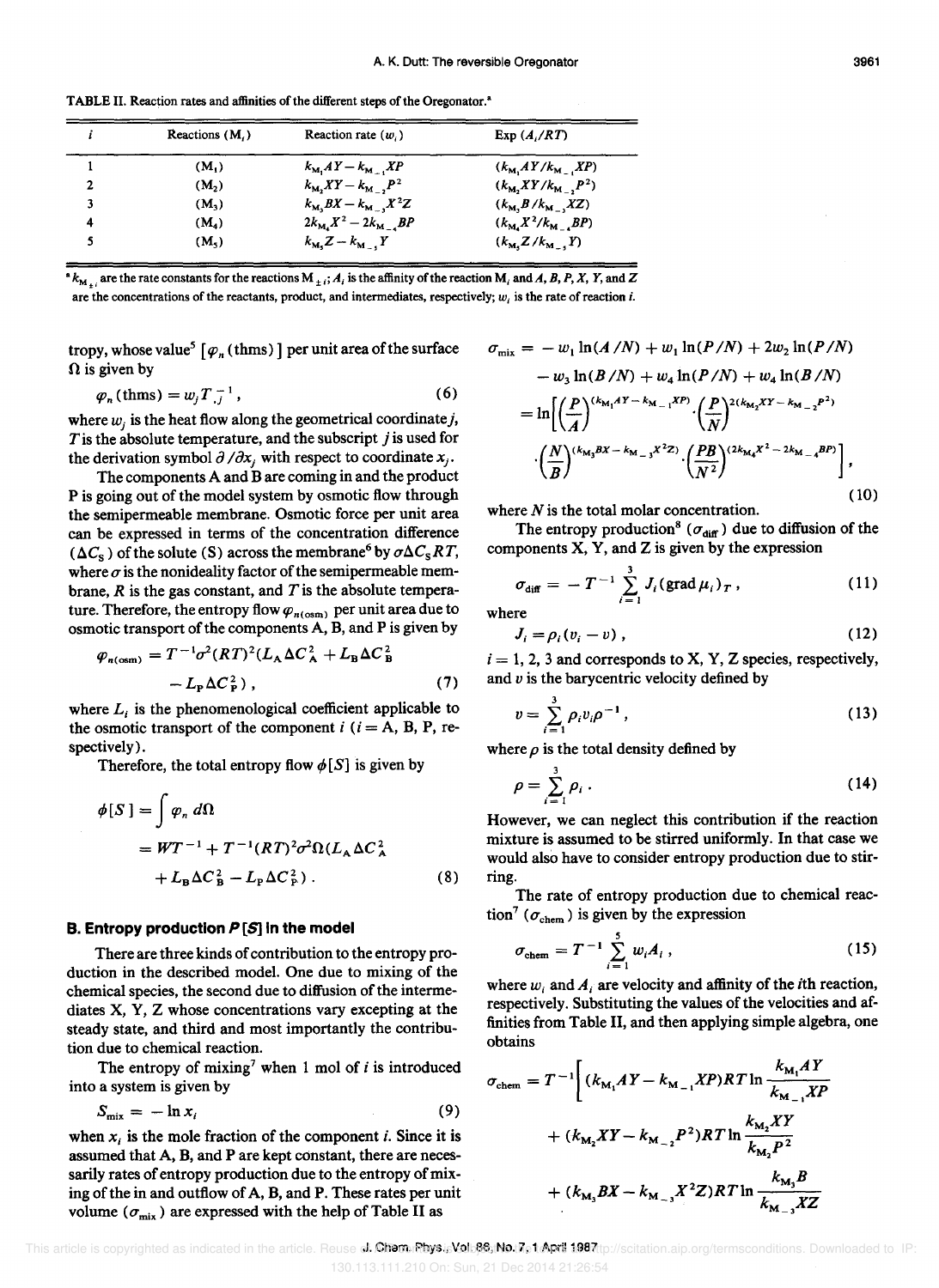TABLE II. Reaction rates and affinities of the different steps of the Oregonator.[a]

| $i$ | Reactions ($M_i$) | Reaction rate ($w_i$) | Exp ($A_i/RT$) |
|---|---|---|---|
| 1 | ($M_1$) | $k_{M_1}AY - k_{M_{-1}}XP$ | $(k_{M_1}AY/k_{M_{-1}}XP)$ |
| 2 | ($M_2$) | $k_{M_2}XY - k_{M_{-2}}P^2$ | $(k_{M_2}XY/k_{M_{-2}}P^2)$ |
| 3 | ($M_3$) | $k_{M_3}BX - k_{M_{-3}}X^2Z$ | $(k_{M_3}B/k_{M_{-3}}XZ)$ |
| 4 | ($M_4$) | $2k_{M_4}X^2 - 2k_{M_{-4}}BP$ | $(k_{M_4}X^2/k_{M_{-4}}BP)$ |
| 5 | ($M_5$) | $k_{M_5}Z - k_{M_{-5}}Y$ | $(k_{M_5}Z/k_{M_{-5}}Y)$ |

[a] $k_{M_{\pm i}}$ are the rate constants for the reactions $M_{\pm i}$; $A_i$ is the affinity of the reaction $M_i$ and $A$, $B$, $P$, $X$, $Y$, and $Z$ are the concentrations of the reactants, product, and intermediates, respectively; $w_i$ is the rate of reaction $i$.

tropy, whose value[5] [$\varphi_n$ (thms)] per unit area of the surface $\Omega$ is given by

$$\varphi_n(\text{thms}) = w_j T_{,j}^{-1}, \tag{6}$$

where $w_j$ is the heat flow along the geometrical coordinate $j$, $T$ is the absolute temperature, and the subscript $j$ is used for the derivation symbol $\partial/\partial x_j$ with respect to coordinate $x_j$.

The components A and B are coming in and the product P is going out of the model system by osmotic flow through the semipermeable membrane. Osmotic force per unit area can be expressed in terms of the concentration difference ($\Delta C_S$) of the solute (S) across the membrane[6] by $\sigma \Delta C_S RT$, where $\sigma$ is the nonideality factor of the semipermeable membrane, $R$ is the gas constant, and $T$ is the absolute temperature. Therefore, the entropy flow $\varphi_{n(\text{osm})}$ per unit area due to osmotic transport of the components A, B, and P is given by

$$\varphi_{n(\text{osm})} = T^{-1}\sigma^2(RT)^2(L_A \Delta C_A^2 + L_B \Delta C_B^2 - L_P \Delta C_P^2), \tag{7}$$

where $L_i$ is the phenomenological coefficient applicable to the osmotic transport of the component $i$ ($i$ = A, B, P, respectively).

Therefore, the total entropy flow $\phi[S]$ is given by

$$\phi[S] = \int \varphi_n \, d\Omega = WT^{-1} + T^{-1}(RT)^2\sigma^2\Omega(L_A \Delta C_A^2 + L_B \Delta C_B^2 - L_P \Delta C_P^2). \tag{8}$$

### B. Entropy production $P[S]$ in the model

There are three kinds of contribution to the entropy production in the described model. One due to mixing of the chemical species, the second due to diffusion of the intermediates X, Y, Z whose concentrations vary excepting at the steady state, and third and most importantly the contribution due to chemical reaction.

The entropy of mixing[7] when 1 mol of $i$ is introduced into a system is given by

$$S_{\text{mix}} = -\ln x_i \tag{9}$$

when $x_i$ is the mole fraction of the component $i$. Since it is assumed that A, B, and P are kept constant, there are necessarily rates of entropy production due to the entropy of mixing of the in and outflow of A, B, and P. These rates per unit volume ($\sigma_{\text{mix}}$) are expressed with the help of Table II as

$$\begin{aligned}
\sigma_{\text{mix}} &= -w_1 \ln(A/N) + w_1 \ln(P/N) + 2w_2 \ln(P/N) \\
&\quad - w_3 \ln(B/N) + w_4 \ln(P/N) + w_4 \ln(B/N) \\
&= \ln\left[\left(\frac{P}{A}\right)^{(k_{M_1}AY - k_{M_{-1}}XP)} \cdot \left(\frac{P}{N}\right)^{2(k_{M_2}XY - k_{M_{-2}}P^2)} \right. \\
&\quad \left. \cdot \left(\frac{N}{B}\right)^{(k_{M_3}BX - k_{M_{-3}}X^2Z)} \cdot \left(\frac{PB}{N^2}\right)^{(2k_{M_4}X^2 - 2k_{M_{-4}}BP)}\right],
\end{aligned} \tag{10}$$

where $N$ is the total molar concentration.

The entropy production[8] ($\sigma_{\text{diff}}$) due to diffusion of the components X, Y, and Z is given by the expression

$$\sigma_{\text{diff}} = -T^{-1}\sum_{i=1}^{3} J_i(\text{grad}\,\mu_i)_T, \tag{11}$$

where

$$J_i = \rho_i(v_i - v), \tag{12}$$

$i$ = 1, 2, 3 and corresponds to X, Y, Z species, respectively, and $v$ is the barycentric velocity defined by

$$v = \sum_{i=1}^{3} \rho_i v_i \rho^{-1}, \tag{13}$$

where $\rho$ is the total density defined by

$$\rho = \sum_{i=1}^{3} \rho_i. \tag{14}$$

However, we can neglect this contribution if the reaction mixture is assumed to be stirred uniformly. In that case we would also have to consider entropy production due to stirring.

The rate of entropy production due to chemical reaction[7] ($\sigma_{\text{chem}}$) is given by the expression

$$\sigma_{\text{chem}} = T^{-1}\sum_{i=1}^{5} w_i A_i, \tag{15}$$

where $w_i$ and $A_i$ are velocity and affinity of the $i$th reaction, respectively. Substituting the values of the velocities and affinities from Table II, and then applying simple algebra, one obtains

$$\begin{aligned}
\sigma_{\text{chem}} = T^{-1}\bigg[&(k_{M_1}AY - k_{M_{-1}}XP)RT \ln\frac{k_{M_1}AY}{k_{M_{-1}}XP} \\
&+ (k_{M_2}XY - k_{M_{-2}}P^2)RT \ln\frac{k_{M_2}XY}{k_{M_2}P^2} \\
&+ (k_{M_3}BX - k_{M_{-3}}X^2Z)RT \ln\frac{k_{M_3}B}{k_{M_{-3}}XZ}
\end{aligned}$$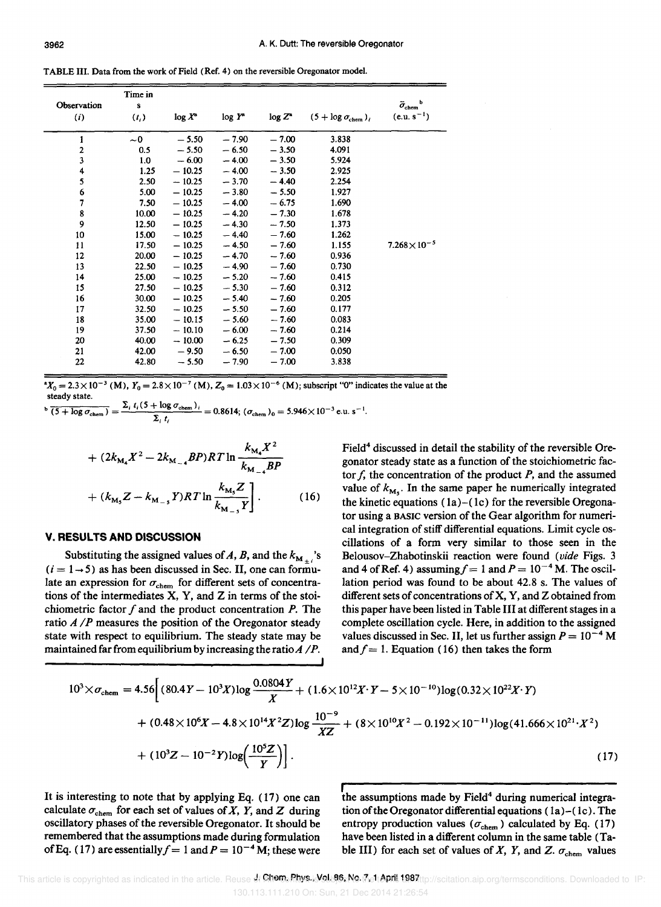TABLE III. Data from the work of Field (Ref. 4) on the reversible Oregonator model.

| Observation $(i)$ | Time in s $(t_i)$ | $\log X$[a] | $\log Y$[a] | $\log Z$[a] | $(5+\log\sigma_{\text{chem}})_i$ | $\bar{\sigma}_{\text{chem}}$[b] (e.u. s$^{-1}$) |
|---|---|---|---|---|---|---|
| 1 | ~0 | −5.50 | −7.90 | −7.00 | 3.838 | |
| 2 | 0.5 | −5.50 | −6.50 | −3.50 | 4.091 | |
| 3 | 1.0 | −6.00 | −4.00 | −3.50 | 5.924 | |
| 4 | 1.25 | −10.25 | −4.00 | −3.50 | 2.925 | |
| 5 | 2.50 | −10.25 | −3.70 | −4.40 | 2.254 | |
| 6 | 5.00 | −10.25 | −3.80 | −5.50 | 1.927 | |
| 7 | 7.50 | −10.25 | −4.00 | −6.75 | 1.690 | |
| 8 | 10.00 | −10.25 | −4.20 | −7.30 | 1.678 | |
| 9 | 12.50 | −10.25 | −4.30 | −7.50 | 1.373 | |
| 10 | 15.00 | −10.25 | −4.40 | −7.60 | 1.262 | |
| 11 | 17.50 | −10.25 | −4.50 | −7.60 | 1.155 | $7.268\times10^{-5}$ |
| 12 | 20.00 | −10.25 | −4.70 | −7.60 | 0.936 | |
| 13 | 22.50 | −10.25 | −4.90 | −7.60 | 0.730 | |
| 14 | 25.00 | −10.25 | −5.20 | −7.60 | 0.415 | |
| 15 | 27.50 | −10.25 | −5.30 | −7.60 | 0.312 | |
| 16 | 30.00 | −10.25 | −5.40 | −7.60 | 0.205 | |
| 17 | 32.50 | −10.25 | −5.50 | −7.60 | 0.177 | |
| 18 | 35.00 | −10.15 | −5.60 | −7.60 | 0.083 | |
| 19 | 37.50 | −10.10 | −6.00 | −7.60 | 0.214 | |
| 20 | 40.00 | −10.00 | −6.25 | −7.50 | 0.309 | |
| 21 | 42.00 | −9.50 | −6.50 | −7.00 | 0.050 | |
| 22 | 42.80 | −5.50 | −7.90 | −7.00 | 3.838 | |

[a] $X_0 = 2.3\times10^{-3}$ (M), $Y_0 = 2.8\times10^{-7}$ (M), $Z_0 = 1.03\times10^{-6}$ (M); subscript "0" indicates the value at the steady state.

[b] $\overline{(5+\log\sigma_{\text{chem}})} = \dfrac{\sum_i t_i(5+\log\sigma_{\text{chem}})_i}{\sum_i t_i} = 0.8614$; $(\sigma_{\text{chem}})_0 = 5.946\times10^{-3}$ e.u. s$^{-1}$.

$$+ (2k_{M_4}X^2 - 2k_{M_{-4}}BP)RT\ln\frac{k_{M_4}X^2}{k_{M_{-4}}BP} + (k_{M_5}Z - k_{M_{-5}}Y)RT\ln\frac{k_{M_5}Z}{k_{M_{-5}}Y}\Bigg]. \tag{16}$$

## V. RESULTS AND DISCUSSION

Substituting the assigned values of $A$, $B$, and the $k_{M_{\pm i}}$'s ($i = 1\rightarrow5$) as has been discussed in Sec. II, one can formulate an expression for $\sigma_{\text{chem}}$ for different sets of concentrations of the intermediates X, Y, and Z in terms of the stoichiometric factor $f$ and the product concentration $P$. The ratio $A/P$ measures the position of the Oregonator steady state with respect to equilibrium. The steady state may be maintained far from equilibrium by increasing the ratio $A/P$.

Field[4] discussed in detail the stability of the reversible Oregonator steady state as a function of the stoichiometric factor $f$, the concentration of the product $P$, and the assumed value of $k_{M_5}$. In the same paper he numerically integrated the kinetic equations (1a)–(1c) for the reversible Oregonator using a BASIC version of the Gear algorithm for numerical integration of stiff differential equations. Limit cycle oscillations of a form very similar to those seen in the Belousov–Zhabotinskii reaction were found (*vide* Figs. 3 and 4 of Ref. 4) assuming $f = 1$ and $P = 10^{-4}$ M. The oscillation period was found to be about 42.8 s. The values of different sets of concentrations of X, Y, and Z obtained from this paper have been listed in Table III at different stages in a complete oscillation cycle. Here, in addition to the assigned values discussed in Sec. II, let us further assign $P = 10^{-4}$ M and $f = 1$. Equation (16) then takes the form

$$10^3\times\sigma_{\text{chem}} = 4.56\Bigg[(80.4Y - 10^3X)\log\frac{0.0804Y}{X} + (1.6\times10^{12}X\cdot Y - 5\times10^{-10})\log(0.32\times10^{22}X\cdot Y) + (0.48\times10^6X - 4.8\times10^{14}X^2Z)\log\frac{10^{-9}}{XZ} + (8\times10^{10}X^2 - 0.192\times10^{-11})\log(41.666\times10^{21}\cdot X^2) + (10^3Z - 10^{-2}Y)\log\left(\frac{10^5Z}{Y}\right)\Bigg]. \tag{17}$$

It is interesting to note that by applying Eq. (17) one can calculate $\sigma_{\text{chem}}$ for each set of values of $X$, $Y$, and $Z$ during oscillatory phases of the reversible Oregonator. It should be remembered that the assumptions made during formulation of Eq. (17) are essentially $f = 1$ and $P = 10^{-4}$ M; these were the assumptions made by Field[4] during numerical integration of the Oregonator differential equations (1a)–(1c). The entropy production values ($\sigma_{\text{chem}}$) calculated by Eq. (17) have been listed in a different column in the same table (Table III) for each set of values of $X$, $Y$, and $Z$. $\sigma_{\text{chem}}$ values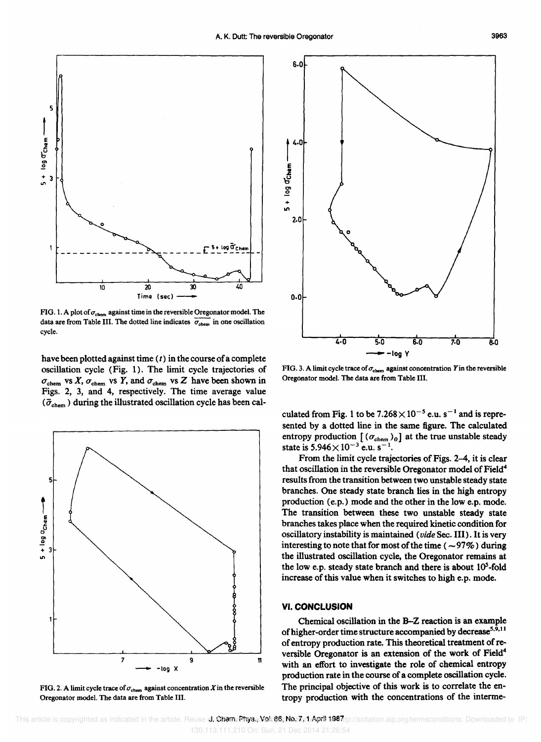FIG. 1. A plot of $\sigma_{chem}$ against time in the reversible Oregonator model. The data are from Table III. The dotted line indicates $\overline{\sigma_{chem}}$ in one oscillation cycle.

FIG. 2. A limit cycle trace of $\sigma_{chem}$ against concentration $X$ in the reversible Oregonator model. The data are from Table III.

FIG. 3. A limit cycle trace of $\sigma_{chem}$ against concentration $Y$ in the reversible Oregonator model. The data are from Table III.

have been plotted against time ($t$) in the course of a complete oscillation cycle (Fig. 1). The limit cycle trajectories of $\sigma_{chem}$ vs $X$, $\sigma_{chem}$ vs $Y$, and $\sigma_{chem}$ vs $Z$ have been shown in Figs. 2, 3, and 4, respectively. The time average value ($\bar{\sigma}_{chem}$) during the illustrated oscillation cycle has been calculated from Fig. 1 to be $7.268 \times 10^{-5}$ e.u. $s^{-1}$ and is represented by a dotted line in the same figure. The calculated entropy production $[(\sigma_{chem})_0]$ at the true unstable steady state is $5.946 \times 10^{-3}$ e.u. $s^{-1}$.

From the limit cycle trajectories of Figs. 2–4, it is clear that oscillation in the reversible Oregonator model of Field[4] results from the transition between two unstable steady state branches. One steady state branch lies in the high entropy production (e.p.) mode and the other in the low e.p. mode. The transition between these two unstable steady state branches takes place when the required kinetic condition for oscillatory instability is maintained (*vide* Sec. III). It is very interesting to note that for most of the time (~97%) during the illustrated oscillation cycle, the Oregonator remains at the low e.p. steady state branch and there is about $10^5$-fold increase of this value when it switches to high e.p. mode.

## VI. CONCLUSION

Chemical oscillation in the B–Z reaction is an example of higher-order time structure accompanied by decrease[5,9,11] of entropy production rate. This theoretical treatment of reversible Oregonator is an extension of the work of Field[4] with an effort to investigate the role of chemical entropy production rate in the course of a complete oscillation cycle. The principal objective of this work is to correlate the entropy production with the concentrations of the interme-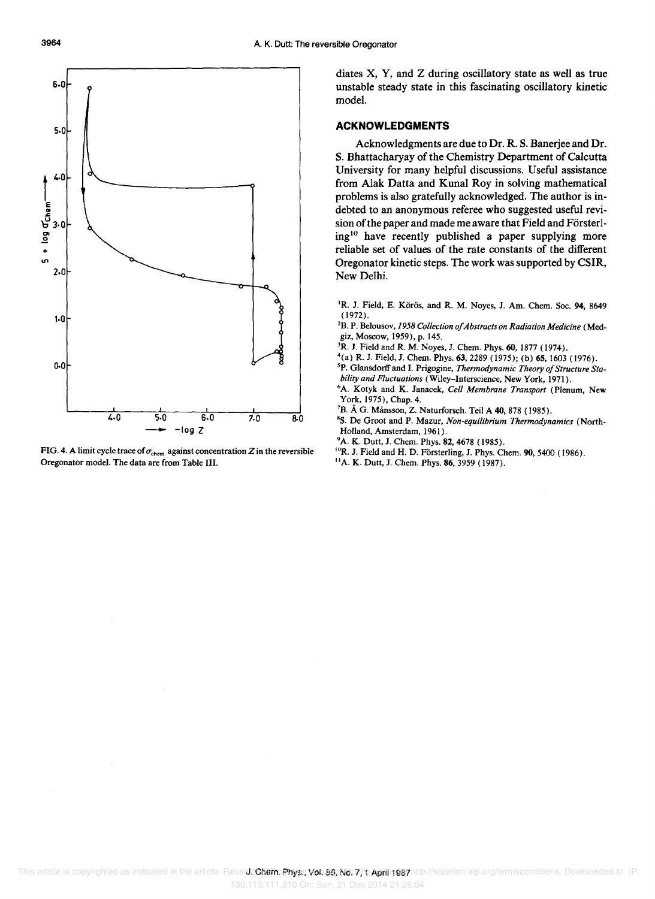6.0

5.0

4.0

3.0

2.0

1.0

0.0

5 + log $\sigma_{Chem}$

4.0

5.0

6.0

7.0

8.0

−log Z

FIG. 4. A limit cycle trace of $\sigma_{chem}$ against concentration $Z$ in the reversible Oregonator model. The data are from Table III.

diates X, Y, and Z during oscillatory state as well as true unstable steady state in this fascinating oscillatory kinetic model.

## ACKNOWLEDGMENTS

Acknowledgments are due to Dr. R. S. Banerjee and Dr. S. Bhattacharyay of the Chemistry Department of Calcutta University for many helpful discussions. Useful assistance from Alak Datta and Kunal Roy in solving mathematical problems is also gratefully acknowledged. The author is indebted to an anonymous referee who suggested useful revision of the paper and made me aware that Field and Försterling[10] have recently published a paper supplying more reliable set of values of the rate constants of the different Oregonator kinetic steps. The work was supported by CSIR, New Delhi.

[1] R. J. Field, E. Körös, and R. M. Noyes, J. Am. Chem. Soc. **94**, 8649 (1972).

[2] B. P. Belousov, *1958 Collection of Abstracts on Radiation Medicine* (Medgiz, Moscow, 1959), p. 145.

[3] R. J. Field and R. M. Noyes, J. Chem. Phys. **60**, 1877 (1974).

[4] (a) R. J. Field, J. Chem. Phys. **63**, 2289 (1975); (b) **65**, 1603 (1976).

[5] P. Glansdorff and I. Prigogine, *Thermodynamic Theory of Structure Stability and Fluctuations* (Wiley–Interscience, New York, 1971).

[6] A. Kotyk and K. Janacek, *Cell Membrane Transport* (Plenum, New York, 1975), Chap. 4.

[7] B. Å G. Månsson, Z. Naturforsch. Teil A **40**, 878 (1985).

[8] S. De Groot and P. Mazur, *Non-equilibrium Thermodynamics* (North-Holland, Amsterdam, 1961).

[9] A. K. Dutt, J. Chem. Phys. **82**, 4678 (1985).

[10] R. J. Field and H. D. Försterling, J. Phys. Chem. **90**, 5400 (1986).

[11] A. K. Dutt, J. Chem. Phys. **86**, 3959 (1987).